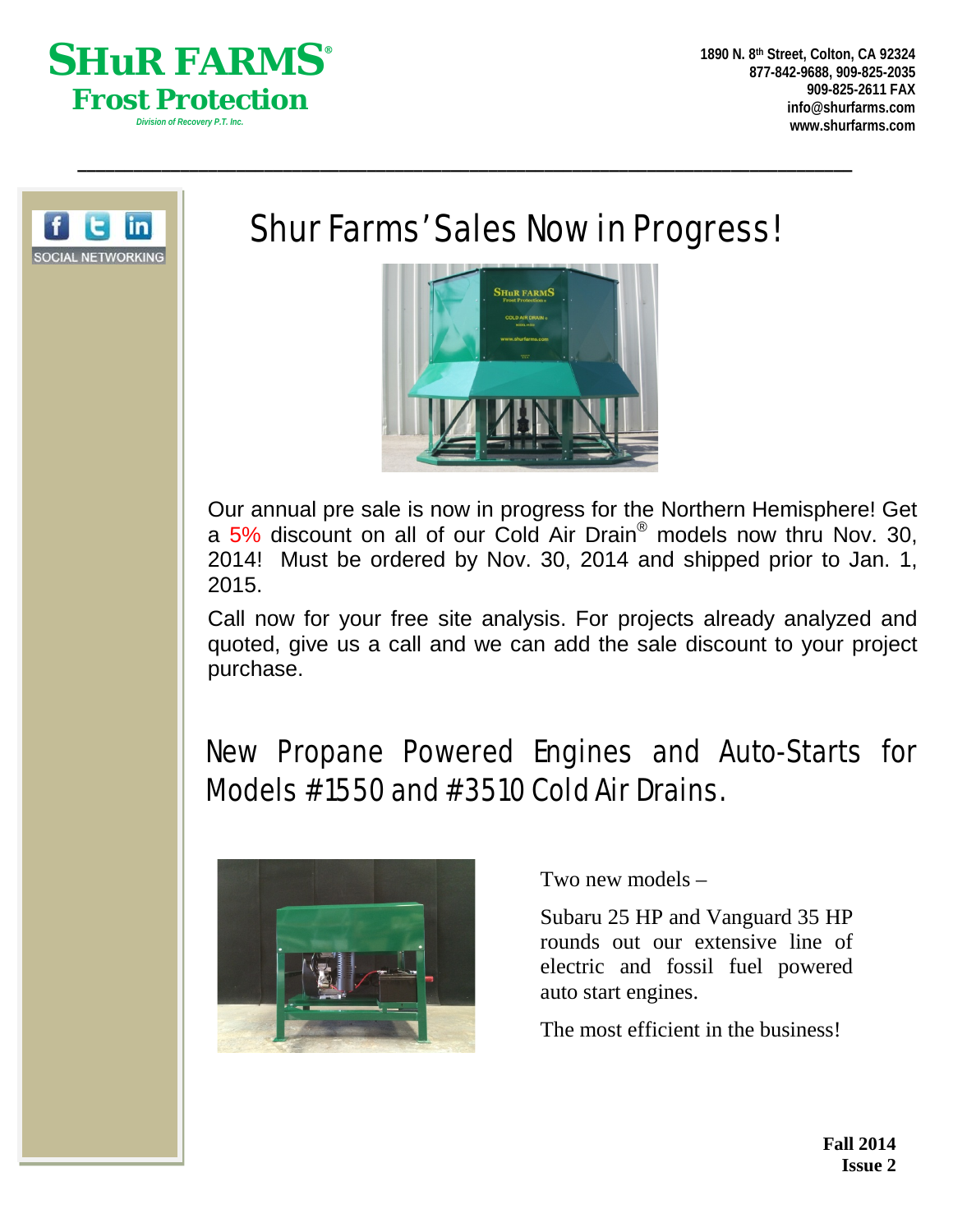# SHuR FARMS®
## Frost Protection

*Division of Recovery P.T. Inc.*

**1890 N. 8th Street, Colton, CA 92324**
**877-842-9688, 909-825-2035**
**909-825-2611 FAX**
**info@shurfarms.com**
**www.shurfarms.com**

SOCIAL NETWORKING

# Shur Farms' Sales Now in Progress!

Our annual pre sale is now in progress for the Northern Hemisphere! Get a 5% discount on all of our Cold Air Drain® models now thru Nov. 30, 2014! Must be ordered by Nov. 30, 2014 and shipped prior to Jan. 1, 2015.

Call now for your free site analysis. For projects already analyzed and quoted, give us a call and we can add the sale discount to your project purchase.

# New Propane Powered Engines and Auto-Starts for Models #1550 and #3510 Cold Air Drains.

Two new models –

Subaru 25 HP and Vanguard 35 HP rounds out our extensive line of electric and fossil fuel powered auto start engines.

The most efficient in the business!

**Fall 2014**
**Issue 2**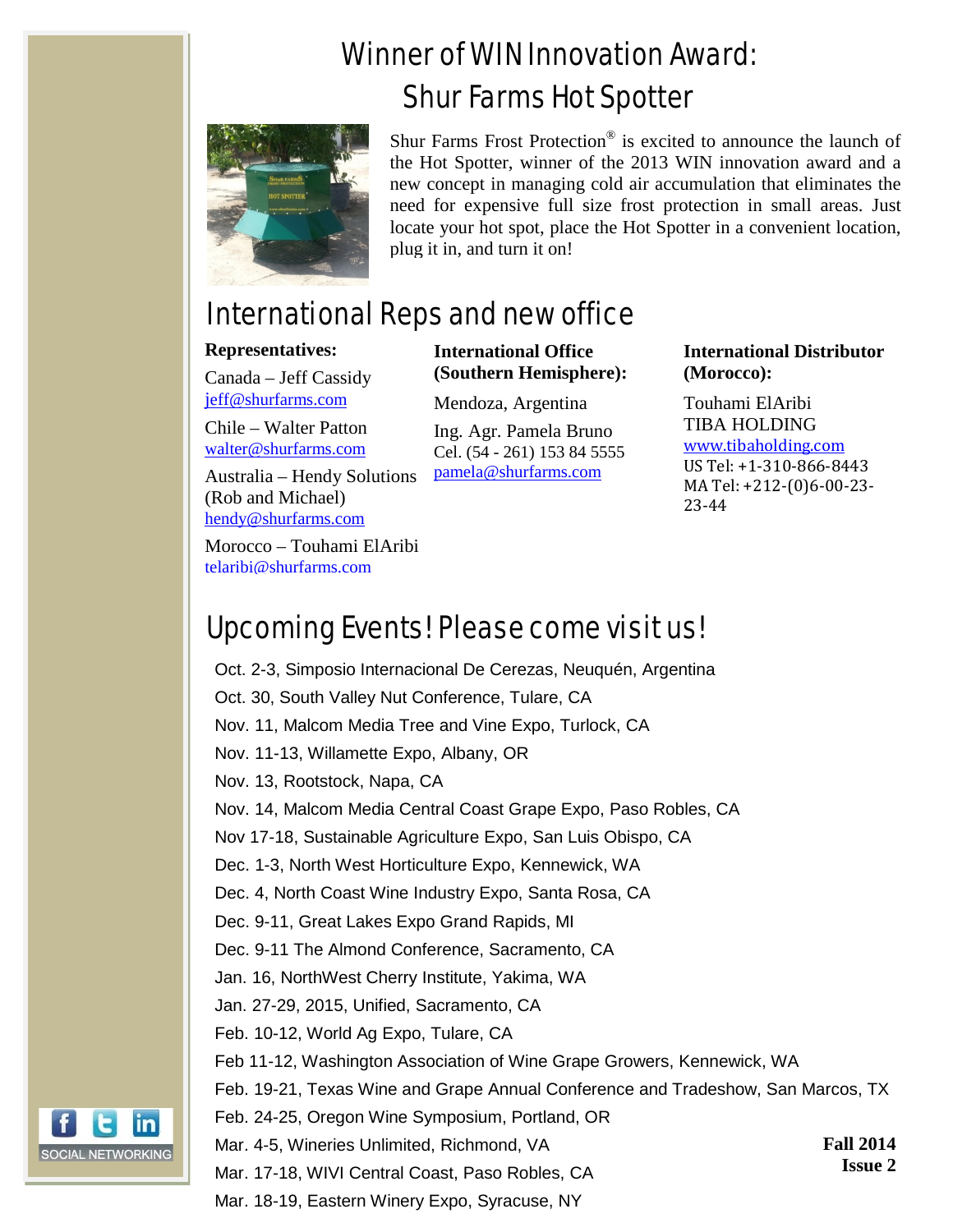# Winner of WIN Innovation Award: Shur Farms Hot Spotter

Shur Farms Frost Protection® is excited to announce the launch of the Hot Spotter, winner of the 2013 WIN innovation award and a new concept in managing cold air accumulation that eliminates the need for expensive full size frost protection in small areas. Just locate your hot spot, place the Hot Spotter in a convenient location, plug it in, and turn it on!

## International Reps and new office

**Representatives:**

Canada – Jeff Cassidy
jeff@shurfarms.com

Chile – Walter Patton
walter@shurfarms.com

Australia – Hendy Solutions (Rob and Michael)
hendy@shurfarms.com

Morocco – Touhami ElAribi
telaribi@shurfarms.com

**International Office (Southern Hemisphere):**

Mendoza, Argentina

Ing. Agr. Pamela Bruno
Cel. (54 - 261) 153 84 5555
pamela@shurfarms.com

**International Distributor (Morocco):**

Touhami ElAribi
TIBA HOLDING
www.tibaholding.com
US Tel: +1-310-866-8443
MA Tel: +212-(0)6-00-23-23-44

## Upcoming Events! Please come visit us!

Oct. 2-3, Simposio Internacional De Cerezas, Neuquén, Argentina
Oct. 30, South Valley Nut Conference, Tulare, CA
Nov. 11, Malcom Media Tree and Vine Expo, Turlock, CA
Nov. 11-13, Willamette Expo, Albany, OR
Nov. 13, Rootstock, Napa, CA
Nov. 14, Malcom Media Central Coast Grape Expo, Paso Robles, CA
Nov 17-18, Sustainable Agriculture Expo, San Luis Obispo, CA
Dec. 1-3, North West Horticulture Expo, Kennewick, WA
Dec. 4, North Coast Wine Industry Expo, Santa Rosa, CA
Dec. 9-11, Great Lakes Expo Grand Rapids, MI
Dec. 9-11 The Almond Conference, Sacramento, CA
Jan. 16, NorthWest Cherry Institute, Yakima, WA
Jan. 27-29, 2015, Unified, Sacramento, CA
Feb. 10-12, World Ag Expo, Tulare, CA
Feb 11-12, Washington Association of Wine Grape Growers, Kennewick, WA
Feb. 19-21, Texas Wine and Grape Annual Conference and Tradeshow, San Marcos, TX
Feb. 24-25, Oregon Wine Symposium, Portland, OR
Mar. 4-5, Wineries Unlimited, Richmond, VA
Mar. 17-18, WIVI Central Coast, Paso Robles, CA
Mar. 18-19, Eastern Winery Expo, Syracuse, NY

SOCIAL NETWORKING

**Fall 2014**
**Issue 2**